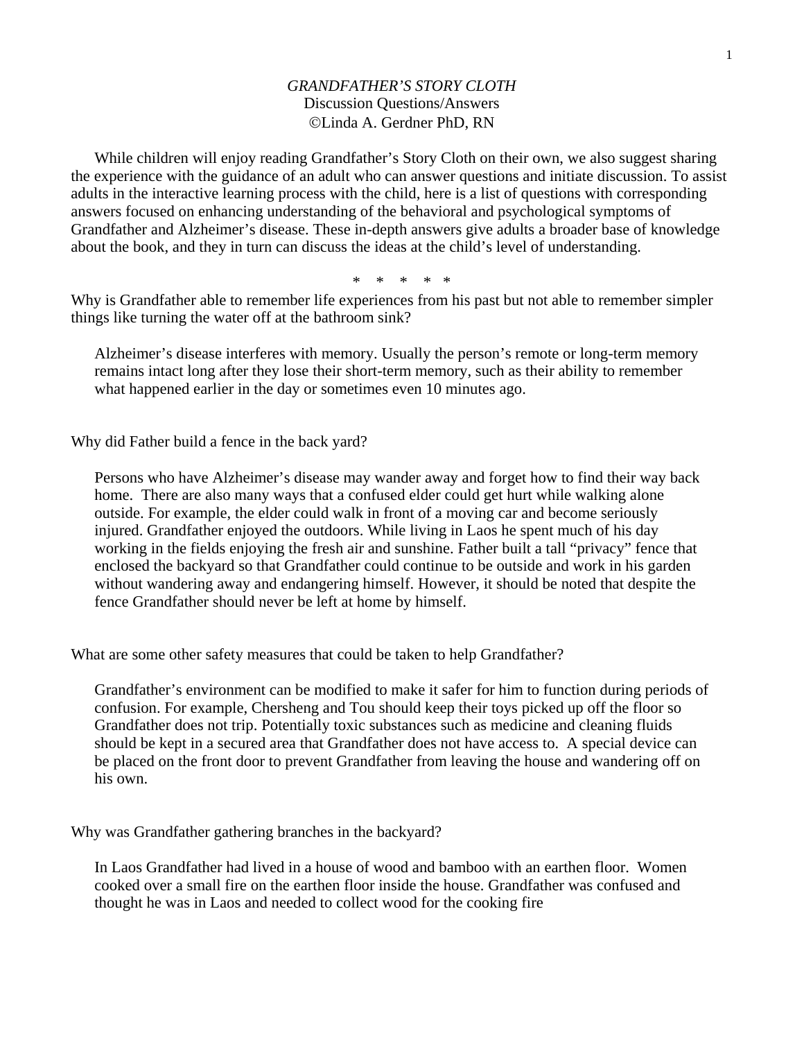*GRANDFATHER'S STORY CLOTH*

Discussion Questions/Answers

©Linda A. Gerdner PhD, RN

While children will enjoy reading Grandfather's Story Cloth on their own, we also suggest sharing the experience with the guidance of an adult who can answer questions and initiate discussion. To assist adults in the interactive learning process with the child, here is a list of questions with corresponding answers focused on enhancing understanding of the behavioral and psychological symptoms of Grandfather and Alzheimer's disease. These in-depth answers give adults a broader base of knowledge about the book, and they in turn can discuss the ideas at the child's level of understanding.

\* \* \* \* \*

Why is Grandfather able to remember life experiences from his past but not able to remember simpler things like turning the water off at the bathroom sink?

> Alzheimer's disease interferes with memory. Usually the person's remote or long-term memory remains intact long after they lose their short-term memory, such as their ability to remember what happened earlier in the day or sometimes even 10 minutes ago.

Why did Father build a fence in the back yard?

> Persons who have Alzheimer's disease may wander away and forget how to find their way back home. There are also many ways that a confused elder could get hurt while walking alone outside. For example, the elder could walk in front of a moving car and become seriously injured. Grandfather enjoyed the outdoors. While living in Laos he spent much of his day working in the fields enjoying the fresh air and sunshine. Father built a tall "privacy" fence that enclosed the backyard so that Grandfather could continue to be outside and work in his garden without wandering away and endangering himself. However, it should be noted that despite the fence Grandfather should never be left at home by himself.

What are some other safety measures that could be taken to help Grandfather?

> Grandfather's environment can be modified to make it safer for him to function during periods of confusion. For example, Chersheng and Tou should keep their toys picked up off the floor so Grandfather does not trip. Potentially toxic substances such as medicine and cleaning fluids should be kept in a secured area that Grandfather does not have access to. A special device can be placed on the front door to prevent Grandfather from leaving the house and wandering off on his own.

Why was Grandfather gathering branches in the backyard?

> In Laos Grandfather had lived in a house of wood and bamboo with an earthen floor. Women cooked over a small fire on the earthen floor inside the house. Grandfather was confused and thought he was in Laos and needed to collect wood for the cooking fire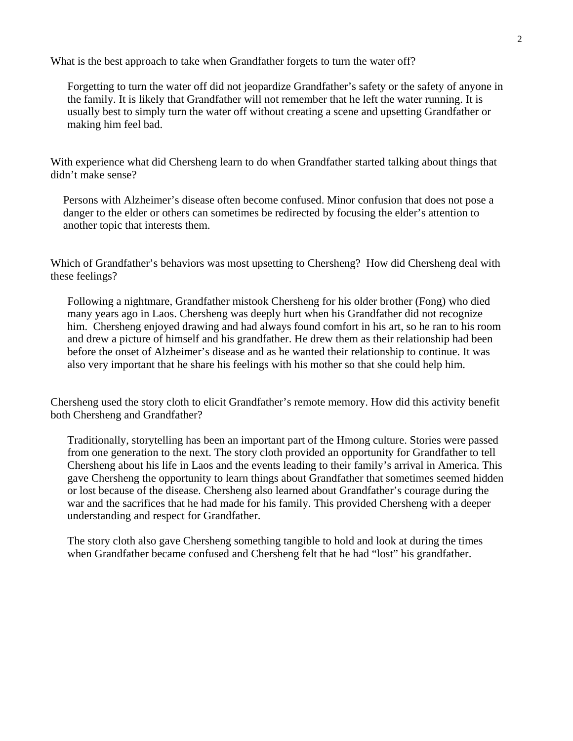What is the best approach to take when Grandfather forgets to turn the water off?

> Forgetting to turn the water off did not jeopardize Grandfather's safety or the safety of anyone in the family. It is likely that Grandfather will not remember that he left the water running. It is usually best to simply turn the water off without creating a scene and upsetting Grandfather or making him feel bad.

With experience what did Chersheng learn to do when Grandfather started talking about things that didn't make sense?

> Persons with Alzheimer's disease often become confused. Minor confusion that does not pose a danger to the elder or others can sometimes be redirected by focusing the elder's attention to another topic that interests them.

Which of Grandfather's behaviors was most upsetting to Chersheng? How did Chersheng deal with these feelings?

> Following a nightmare, Grandfather mistook Chersheng for his older brother (Fong) who died many years ago in Laos. Chersheng was deeply hurt when his Grandfather did not recognize him. Chersheng enjoyed drawing and had always found comfort in his art, so he ran to his room and drew a picture of himself and his grandfather. He drew them as their relationship had been before the onset of Alzheimer's disease and as he wanted their relationship to continue. It was also very important that he share his feelings with his mother so that she could help him.

Chersheng used the story cloth to elicit Grandfather's remote memory. How did this activity benefit both Chersheng and Grandfather?

> Traditionally, storytelling has been an important part of the Hmong culture. Stories were passed from one generation to the next. The story cloth provided an opportunity for Grandfather to tell Chersheng about his life in Laos and the events leading to their family's arrival in America. This gave Chersheng the opportunity to learn things about Grandfather that sometimes seemed hidden or lost because of the disease. Chersheng also learned about Grandfather's courage during the war and the sacrifices that he had made for his family. This provided Chersheng with a deeper understanding and respect for Grandfather.
>
> The story cloth also gave Chersheng something tangible to hold and look at during the times when Grandfather became confused and Chersheng felt that he had "lost" his grandfather.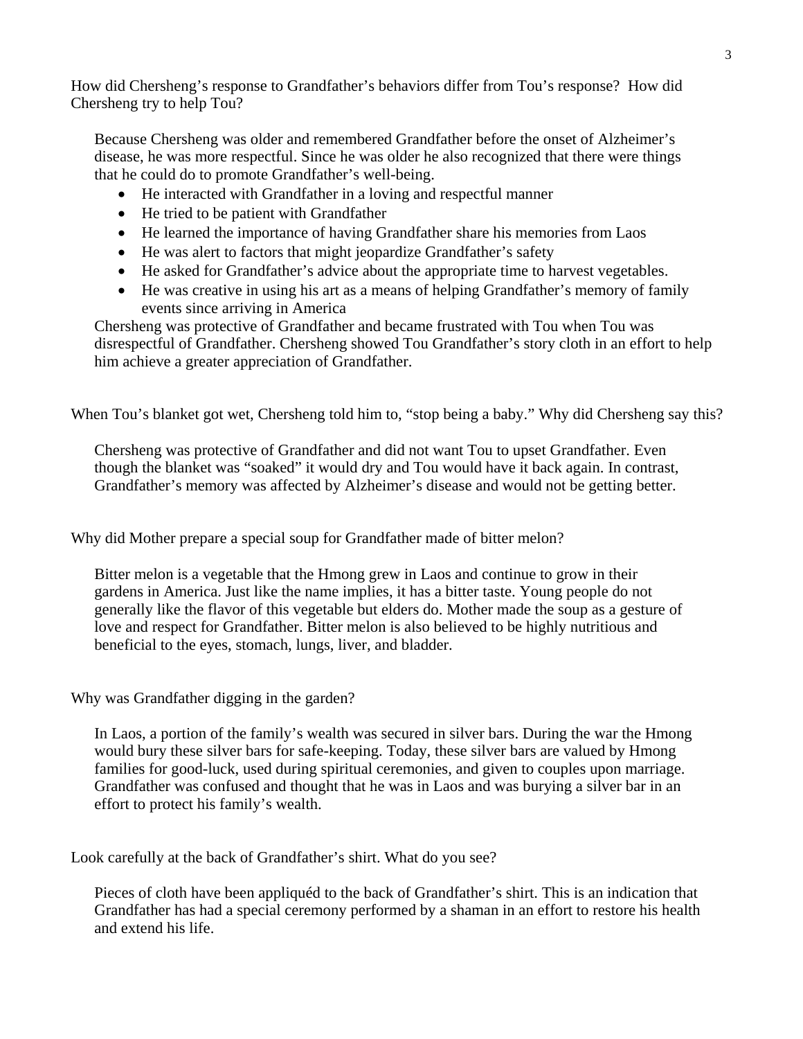How did Chersheng's response to Grandfather's behaviors differ from Tou's response? How did Chersheng try to help Tou?

Because Chersheng was older and remembered Grandfather before the onset of Alzheimer's disease, he was more respectful. Since he was older he also recognized that there were things that he could do to promote Grandfather's well-being.

- He interacted with Grandfather in a loving and respectful manner
- He tried to be patient with Grandfather
- He learned the importance of having Grandfather share his memories from Laos
- He was alert to factors that might jeopardize Grandfather's safety
- He asked for Grandfather's advice about the appropriate time to harvest vegetables.
- He was creative in using his art as a means of helping Grandfather's memory of family events since arriving in America

Chersheng was protective of Grandfather and became frustrated with Tou when Tou was disrespectful of Grandfather. Chersheng showed Tou Grandfather's story cloth in an effort to help him achieve a greater appreciation of Grandfather.

When Tou's blanket got wet, Chersheng told him to, "stop being a baby." Why did Chersheng say this?

Chersheng was protective of Grandfather and did not want Tou to upset Grandfather. Even though the blanket was "soaked" it would dry and Tou would have it back again. In contrast, Grandfather's memory was affected by Alzheimer's disease and would not be getting better.

Why did Mother prepare a special soup for Grandfather made of bitter melon?

Bitter melon is a vegetable that the Hmong grew in Laos and continue to grow in their gardens in America. Just like the name implies, it has a bitter taste. Young people do not generally like the flavor of this vegetable but elders do. Mother made the soup as a gesture of love and respect for Grandfather. Bitter melon is also believed to be highly nutritious and beneficial to the eyes, stomach, lungs, liver, and bladder.

Why was Grandfather digging in the garden?

In Laos, a portion of the family's wealth was secured in silver bars. During the war the Hmong would bury these silver bars for safe-keeping. Today, these silver bars are valued by Hmong families for good-luck, used during spiritual ceremonies, and given to couples upon marriage. Grandfather was confused and thought that he was in Laos and was burying a silver bar in an effort to protect his family's wealth.

Look carefully at the back of Grandfather's shirt. What do you see?

Pieces of cloth have been appliquéd to the back of Grandfather's shirt. This is an indication that Grandfather has had a special ceremony performed by a shaman in an effort to restore his health and extend his life.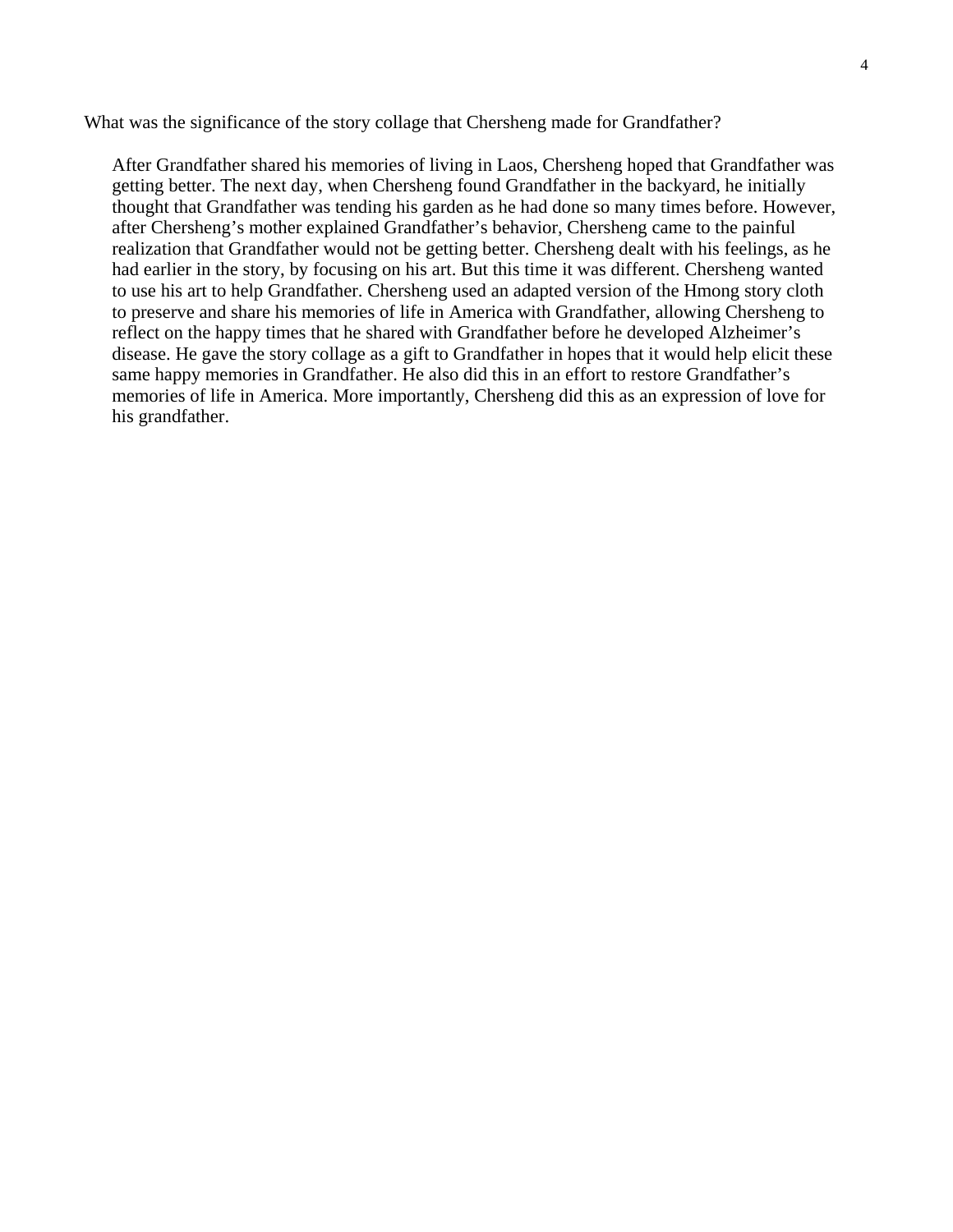What was the significance of the story collage that Chersheng made for Grandfather?

> After Grandfather shared his memories of living in Laos, Chersheng hoped that Grandfather was getting better. The next day, when Chersheng found Grandfather in the backyard, he initially thought that Grandfather was tending his garden as he had done so many times before. However, after Chersheng's mother explained Grandfather's behavior, Chersheng came to the painful realization that Grandfather would not be getting better. Chersheng dealt with his feelings, as he had earlier in the story, by focusing on his art. But this time it was different. Chersheng wanted to use his art to help Grandfather. Chersheng used an adapted version of the Hmong story cloth to preserve and share his memories of life in America with Grandfather, allowing Chersheng to reflect on the happy times that he shared with Grandfather before he developed Alzheimer's disease. He gave the story collage as a gift to Grandfather in hopes that it would help elicit these same happy memories in Grandfather. He also did this in an effort to restore Grandfather's memories of life in America. More importantly, Chersheng did this as an expression of love for his grandfather.